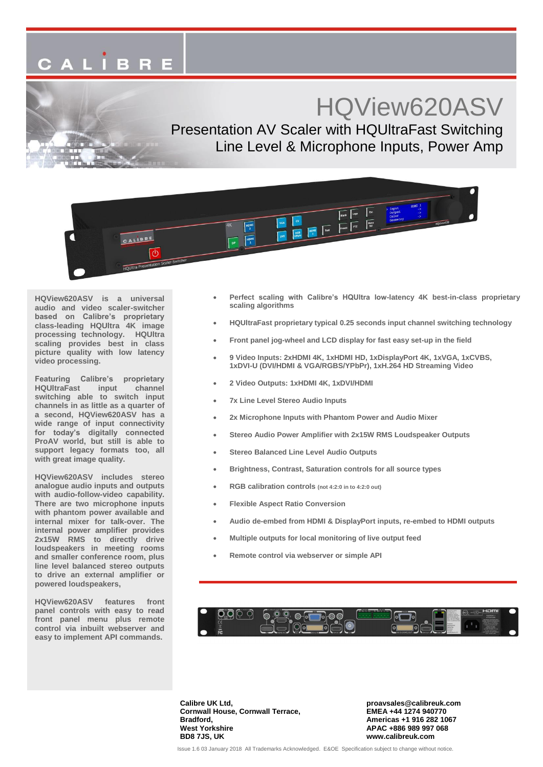CALIBRE

# HQView620ASV

## Presentation AV Scaler with HQUltraFast Switching
## Line Level & Microphone Inputs, Power Amp

**HQView620ASV is a universal audio and video scaler-switcher based on Calibre's proprietary class-leading HQUltra 4K image processing technology. HQUltra scaling provides best in class picture quality with low latency video processing.**

**Featuring Calibre's proprietary HQUltraFast input channel switching able to switch input channels in as little as a quarter of a second, HQView620ASV has a wide range of input connectivity for today's digitally connected ProAV world, but still is able to support legacy formats too, all with great image quality.**

**HQView620ASV includes stereo analogue audio inputs and outputs with audio-follow-video capability. There are two microphone inputs with phantom power available and internal mixer for talk-over. The internal power amplifier provides 2x15W RMS to directly drive loudspeakers in meeting rooms and smaller conference room, plus line level balanced stereo outputs to drive an external amplifier or powered loudspeakers,**

**HQView620ASV features front panel controls with easy to read front panel menu plus remote control via inbuilt webserver and easy to implement API commands.**

- **Perfect scaling with Calibre's HQUltra low-latency 4K best-in-class proprietary scaling algorithms**
- **HQUltraFast proprietary typical 0.25 seconds input channel switching technology**
- **Front panel jog-wheel and LCD display for fast easy set-up in the field**
- **9 Video Inputs: 2xHDMI 4K, 1xHDMI HD, 1xDisplayPort 4K, 1xVGA, 1xCVBS, 1xDVI-U (DVI/HDMI & VGA/RGBS/YPbPr), 1xH.264 HD Streaming Video**
- **2 Video Outputs: 1xHDMI 4K, 1xDVI/HDMI**
- **7x Line Level Stereo Audio Inputs**
- **2x Microphone Inputs with Phantom Power and Audio Mixer**
- **Stereo Audio Power Amplifier with 2x15W RMS Loudspeaker Outputs**
- **Stereo Balanced Line Level Audio Outputs**
- **Brightness, Contrast, Saturation controls for all source types**
- **RGB calibration controls (not 4:2:0 in to 4:2:0 out)**
- **Flexible Aspect Ratio Conversion**
- **Audio de-embed from HDMI & DisplayPort inputs, re-embed to HDMI outputs**
- **Multiple outputs for local monitoring of live output feed**
- **Remote control via webserver or simple API**

**Calibre UK Ltd,**
**Cornwall House, Cornwall Terrace,**
**Bradford,**
**West Yorkshire**
**BD8 7JS, UK**

**proavsales@calibreuk.com**
**EMEA +44 1274 940770**
**Americas +1 916 282 1067**
**APAC +886 989 997 068**
**www.calibreuk.com**

Issue 1.6 03 January 2018 All Trademarks Acknowledged. E&OE Specification subject to change without notice.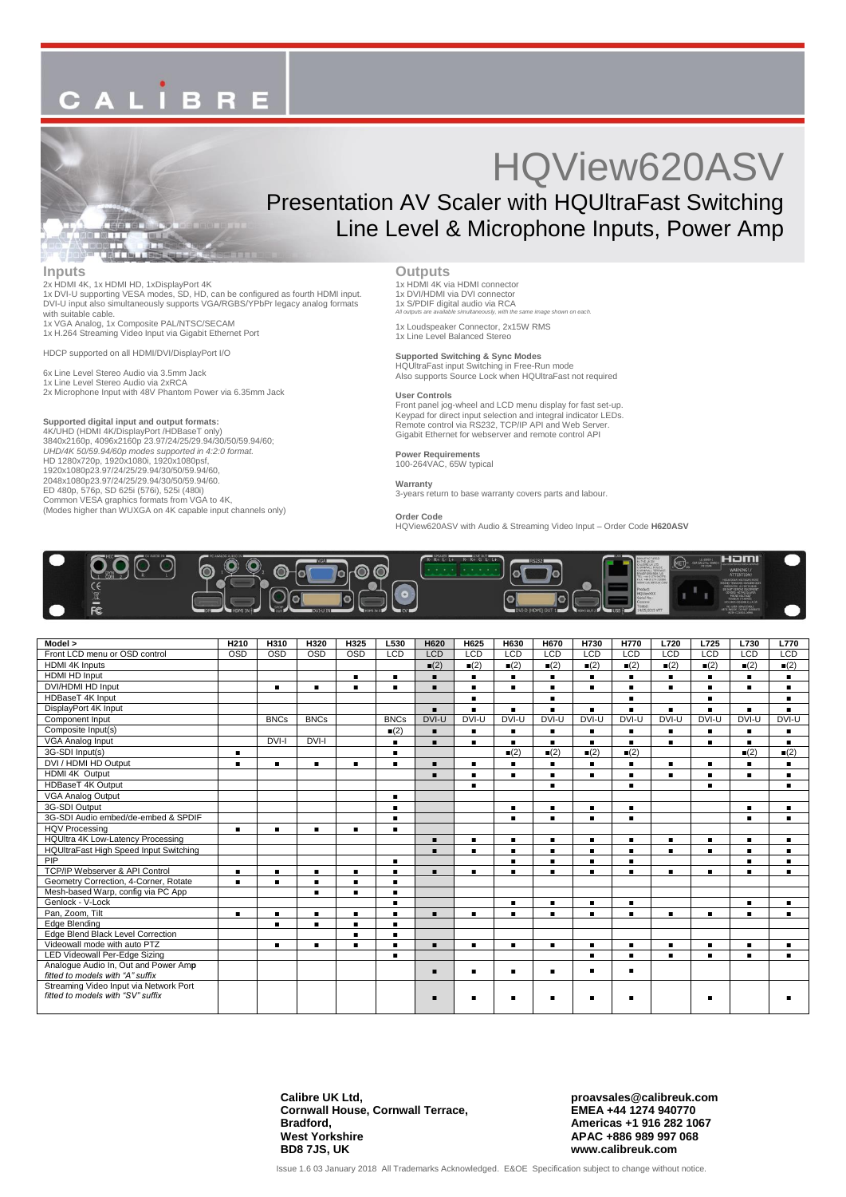# CALIBRE

# HQView620ASV

## Presentation AV Scaler with HQUltraFast Switching
## Line Level & Microphone Inputs, Power Amp

### Inputs

2x HDMI 4K, 1x HDMI HD, 1xDisplayPort 4K
1x DVI-U supporting VESA modes, SD, HD, can be configured as fourth HDMI input. DVI-U input also simultaneously supports VGA/RGBS/YPbPr legacy analog formats with suitable cable.
1x VGA Analog, 1x Composite PAL/NTSC/SECAM
1x H.264 Streaming Video Input via Gigabit Ethernet Port

HDCP supported on all HDMI/DVI/DisplayPort I/O

6x Line Level Stereo Audio via 3.5mm Jack
1x Line Level Stereo Audio via 2xRCA
2x Microphone Input with 48V Phantom Power via 6.35mm Jack

**Supported digital input and output formats:**
4K/UHD (HDMI 4K/DisplayPort /HDBaseT only)
3840x2160p, 4096x2160p 23.97/24/25/29.94/30/50/59.94/60;
*UHD/4K 50/59.94/60p modes supported in 4:2:0 format.*
HD 1280x720p, 1920x1080i, 1920x1080psf,
1920x1080p23.97/24/25/29.94/30/50/59.94/60,
2048x1080p23.97/24/25/29.94/30/50/59.94/60.
ED 480p, 576p, SD 625i (576i), 525i (480i)
Common VESA graphics formats from VGA to 4K,
(Modes higher than WUXGA on 4K capable input channels only)

### Outputs

1x HDMI 4K via HDMI connector
1x DVI/HDMI via DVI connector
1x S/PDIF digital audio via RCA
*All outputs are available simultaneously, with the same image shown on each.*

1x Loudspeaker Connector, 2x15W RMS
1x Line Level Balanced Stereo

**Supported Switching & Sync Modes**
HQUltraFast input Switching in Free-Run mode
Also supports Source Lock when HQUltraFast not required

**User Controls**
Front panel jog-wheel and LCD menu display for fast set-up.
Keypad for direct input selection and integral indicator LEDs.
Remote control via RS232, TCP/IP API and Web Server.
Gigabit Ethernet for webserver and remote control API

**Power Requirements**
100-264VAC, 65W typical

**Warranty**
3-years return to base warranty covers parts and labour.

**Order Code**
HQView620ASV with Audio & Streaming Video Input – Order Code **H620ASV**

| Model > | H210 | H310 | H320 | H325 | L530 | H620 | H625 | H630 | H670 | H730 | H770 | L720 | L725 | L730 | L770 |
|---|---|---|---|---|---|---|---|---|---|---|---|---|---|---|---|
| Front LCD menu or OSD control | OSD | OSD | OSD | OSD | LCD | LCD | LCD | LCD | LCD | LCD | LCD | LCD | LCD | LCD | LCD |
| HDMI 4K Inputs | | | | | | ■(2) | ■(2) | ■(2) | ■(2) | ■(2) | ■(2) | ■(2) | ■(2) | ■(2) | ■(2) |
| HDMI HD Input | | | | ■ | ■ | ■ | ■ | ■ | ■ | ■ | ■ | ■ | ■ | ■ | ■ |
| DVI/HDMI HD Input | | ■ | ■ | ■ | ■ | ■ | ■ | ■ | ■ | ■ | ■ | ■ | ■ | ■ | ■ |
| HDBaseT 4K Input | | | | | | | ■ | | ■ | | ■ | | ■ | | ■ |
| DisplayPort 4K Input | | | | | | ■ | ■ | ■ | ■ | ■ | ■ | ■ | ■ | ■ | ■ |
| Component Input | | BNCs | BNCs | | BNCs | DVI-U | DVI-U | DVI-U | DVI-U | DVI-U | DVI-U | DVI-U | DVI-U | DVI-U | DVI-U |
| Composite Input(s) | | | | | ■(2) | ■ | ■ | ■ | ■ | ■ | ■ | ■ | ■ | ■ | ■ |
| VGA Analog Input | | DVI-I | DVI-I | | ■ | ■ | ■ | ■ | ■ | ■ | ■ | ■ | ■ | ■ | ■ |
| 3G-SDI Input(s) | ■ | | | | ■ | | | ■(2) | ■(2) | ■(2) | ■(2) | | | ■(2) | ■(2) |
| DVI / HDMI HD Output | ■ | ■ | ■ | ■ | ■ | ■ | ■ | ■ | ■ | ■ | ■ | ■ | ■ | ■ | ■ |
| HDMI 4K Output | | | | | | ■ | ■ | ■ | ■ | ■ | ■ | ■ | ■ | ■ | ■ |
| HDBaseT 4K Output | | | | | | | ■ | | ■ | | ■ | | ■ | | ■ |
| VGA Analog Output | | | | | ■ | | | | | | | | | | |
| 3G-SDI Output | | | | | ■ | | | ■ | ■ | ■ | ■ | | | ■ | ■ |
| 3G-SDI Audio embed/de-embed & SPDIF | | | | | ■ | | | ■ | ■ | ■ | ■ | | | ■ | ■ |
| HQV Processing | ■ | ■ | ■ | ■ | ■ | | | | | | | | | | |
| HQUltra 4K Low-Latency Processing | | | | | | ■ | ■ | ■ | ■ | ■ | ■ | ■ | ■ | ■ | ■ |
| HQUltraFast High Speed Input Switching | | | | | | ■ | ■ | ■ | ■ | ■ | ■ | ■ | ■ | ■ | ■ |
| PIP | | | | | ■ | | | ■ | ■ | ■ | ■ | | | ■ | ■ |
| TCP/IP Webserver & API Control | ■ | ■ | ■ | ■ | ■ | ■ | ■ | ■ | ■ | ■ | ■ | ■ | ■ | ■ | ■ |
| Geometry Correction, 4-Corner, Rotate | ■ | ■ | ■ | ■ | ■ | | | | | | | | | | |
| Mesh-based Warp, config via PC App | | | ■ | ■ | ■ | | | | | | | | | | |
| Genlock - V-Lock | | | | | ■ | | | ■ | ■ | ■ | ■ | | | ■ | ■ |
| Pan, Zoom, Tilt | ■ | ■ | ■ | ■ | ■ | ■ | ■ | ■ | ■ | ■ | ■ | ■ | ■ | ■ | ■ |
| Edge Blending | | ■ | ■ | ■ | ■ | | | | | | | | | | |
| Edge Blend Black Level Correction | | | | ■ | ■ | | | | | | | | | | |
| Videowall mode with auto PTZ | | ■ | ■ | ■ | ■ | ■ | ■ | ■ | ■ | ■ | ■ | ■ | ■ | ■ | ■ |
| LED Videowall Per-Edge Sizing | | | | | ■ | | | | | ■ | ■ | ■ | ■ | ■ | ■ |
| Analogue Audio In, Out and Power Am**p** *fitted to models with "A" suffix* | | | | | | ■ | ■ | ■ | ■ | ■ | ■ | | | | |
| Streaming Video Input via Network Port *fitted to models with "SV" suffix* | | | | | | ■ | ■ | ■ | ■ | ■ | ■ | | ■ | | ■ |

**Calibre UK Ltd,**
**Cornwall House, Cornwall Terrace,**
**Bradford,**
**West Yorkshire**
**BD8 7JS, UK**

**proavsales@calibreuk.com**
**EMEA +44 1274 940770**
**Americas +1 916 282 1067**
**APAC +886 989 997 068**
**www.calibreuk.com**

Issue 1.6 03 January 2018 All Trademarks Acknowledged. E&OE Specification subject to change without notice.